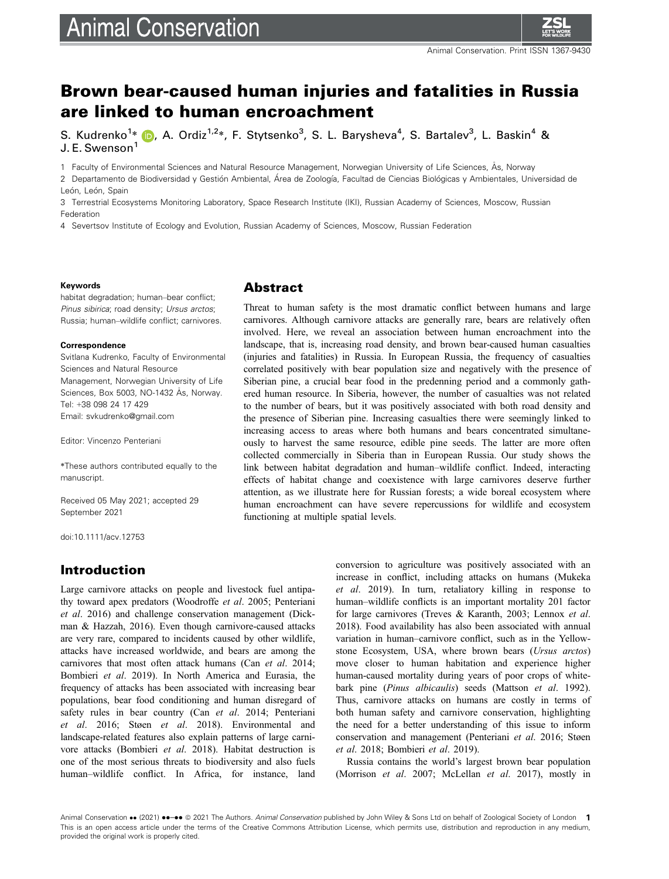# Brown bear-caused human injuries and fatalities in Russia are linked to human encroachment

S. Kudrenko[1]*, A. Ordiz[1,2]*, F. Stytsenko[3], S. L. Barysheva[4], S. Bartalev[3], L. Baskin[4] & J. E. Swenson[1]

1 Faculty of Environmental Sciences and Natural Resource Management, Norwegian University of Life Sciences, Ås, Norway

2 Departamento de Biodiversidad y Gestión Ambiental, Área de Zoología, Facultad de Ciencias Biológicas y Ambientales, Universidad de León, León, Spain

3 Terrestrial Ecosystems Monitoring Laboratory, Space Research Institute (IKI), Russian Academy of Sciences, Moscow, Russian Federation

4 Severtsov Institute of Ecology and Evolution, Russian Academy of Sciences, Moscow, Russian Federation

**Keywords**

habitat degradation; human–bear conflict; *Pinus sibirica*; road density; *Ursus arctos*; Russia; human–wildlife conflict; carnivores.

**Correspondence**

Svitlana Kudrenko, Faculty of Environmental Sciences and Natural Resource Management, Norwegian University of Life Sciences, Box 5003, NO-1432 Ås, Norway.
Tel: +38 098 24 17 429
Email: svkudrenko@gmail.com

Editor: Vincenzo Penteriani

*These authors contributed equally to the manuscript.

Received 05 May 2021; accepted 29 September 2021

doi:10.1111/acv.12753

## Abstract

Threat to human safety is the most dramatic conflict between humans and large carnivores. Although carnivore attacks are generally rare, bears are relatively often involved. Here, we reveal an association between human encroachment into the landscape, that is, increasing road density, and brown bear-caused human casualties (injuries and fatalities) in Russia. In European Russia, the frequency of casualties correlated positively with bear population size and negatively with the presence of Siberian pine, a crucial bear food in the predenning period and a commonly gathered human resource. In Siberia, however, the number of casualties was not related to the number of bears, but it was positively associated with both road density and the presence of Siberian pine. Increasing casualties there were seemingly linked to increasing access to areas where both humans and bears concentrated simultaneously to harvest the same resource, edible pine seeds. The latter are more often collected commercially in Siberia than in European Russia. Our study shows the link between habitat degradation and human–wildlife conflict. Indeed, interacting effects of habitat change and coexistence with large carnivores deserve further attention, as we illustrate here for Russian forests; a wide boreal ecosystem where human encroachment can have severe repercussions for wildlife and ecosystem functioning at multiple spatial levels.

## Introduction

Large carnivore attacks on people and livestock fuel antipathy toward apex predators (Woodroffe *et al*. 2005; Penteriani *et al*. 2016) and challenge conservation management (Dickman & Hazzah, 2016). Even though carnivore-caused attacks are very rare, compared to incidents caused by other wildlife, attacks have increased worldwide, and bears are among the carnivores that most often attack humans (Can *et al*. 2014; Bombieri *et al*. 2019). In North America and Eurasia, the frequency of attacks has been associated with increasing bear populations, bear food conditioning and human disregard of safety rules in bear country (Can *et al*. 2014; Penteriani *et al*. 2016; Støen *et al*. 2018). Environmental and landscape-related features also explain patterns of large carnivore attacks (Bombieri *et al*. 2018). Habitat destruction is one of the most serious threats to biodiversity and also fuels human–wildlife conflict. In Africa, for instance, land conversion to agriculture was positively associated with an increase in conflict, including attacks on humans (Mukeka *et al*. 2019). In turn, retaliatory killing in response to human–wildlife conflicts is an important mortality 201 factor for large carnivores (Treves & Karanth, 2003; Lennox *et al*. 2018). Food availability has also been associated with annual variation in human–carnivore conflict, such as in the Yellowstone Ecosystem, USA, where brown bears (*Ursus arctos*) move closer to human habitation and experience higher human-caused mortality during years of poor crops of whitebark pine (*Pinus albicaulis*) seeds (Mattson *et al*. 1992). Thus, carnivore attacks on humans are costly in terms of both human safety and carnivore conservation, highlighting the need for a better understanding of this issue to inform conservation and management (Penteriani *et al*. 2016; Støen *et al*. 2018; Bombieri *et al*. 2019).

Russia contains the world's largest brown bear population (Morrison *et al*. 2007; McLellan *et al*. 2017), mostly in

Animal Conservation •• (2021) ••–•• © 2021 The Authors. *Animal Conservation* published by John Wiley & Sons Ltd on behalf of Zoological Society of London
This is an open access article under the terms of the Creative Commons Attribution License, which permits use, distribution and reproduction in any medium, provided the original work is properly cited.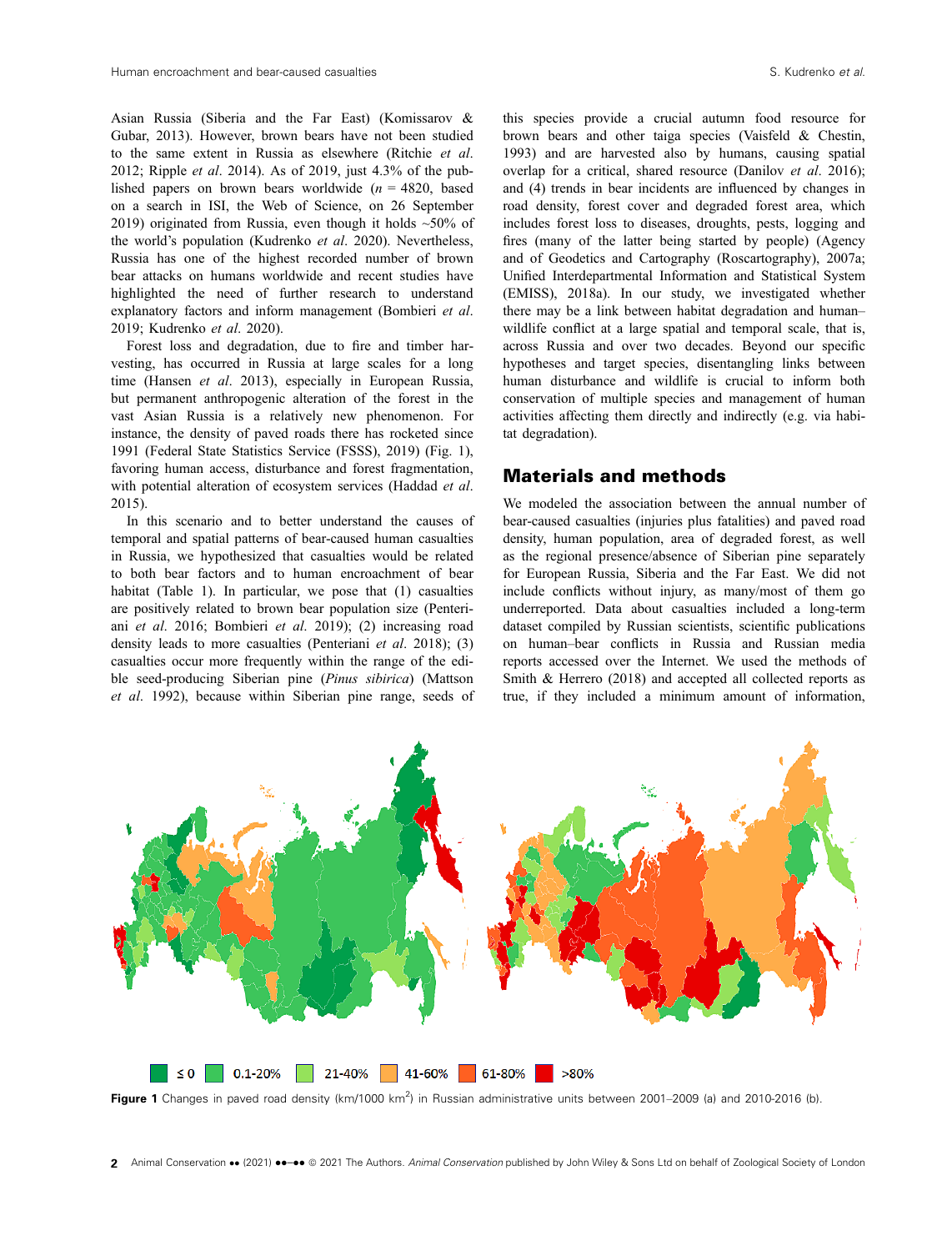Asian Russia (Siberia and the Far East) (Komissarov & Gubar, 2013). However, brown bears have not been studied to the same extent in Russia as elsewhere (Ritchie *et al*. 2012; Ripple *et al*. 2014). As of 2019, just 4.3% of the published papers on brown bears worldwide ($n$ = 4820, based on a search in ISI, the Web of Science, on 26 September 2019) originated from Russia, even though it holds ~50% of the world's population (Kudrenko *et al*. 2020). Nevertheless, Russia has one of the highest recorded number of brown bear attacks on humans worldwide and recent studies have highlighted the need of further research to understand explanatory factors and inform management (Bombieri *et al*. 2019; Kudrenko *et al*. 2020).

Forest loss and degradation, due to fire and timber harvesting, has occurred in Russia at large scales for a long time (Hansen *et al*. 2013), especially in European Russia, but permanent anthropogenic alteration of the forest in the vast Asian Russia is a relatively new phenomenon. For instance, the density of paved roads there has rocketed since 1991 (Federal State Statistics Service (FSSS), 2019) (Fig. 1), favoring human access, disturbance and forest fragmentation, with potential alteration of ecosystem services (Haddad *et al*. 2015).

In this scenario and to better understand the causes of temporal and spatial patterns of bear-caused human casualties in Russia, we hypothesized that casualties would be related to both bear factors and to human encroachment of bear habitat (Table 1). In particular, we pose that (1) casualties are positively related to brown bear population size (Penteriani *et al*. 2016; Bombieri *et al*. 2019); (2) increasing road density leads to more casualties (Penteriani *et al*. 2018); (3) casualties occur more frequently within the range of the edible seed-producing Siberian pine (*Pinus sibirica*) (Mattson *et al*. 1992), because within Siberian pine range, seeds of this species provide a crucial autumn food resource for brown bears and other taiga species (Vaisfeld & Chestin, 1993) and are harvested also by humans, causing spatial overlap for a critical, shared resource (Danilov *et al*. 2016); and (4) trends in bear incidents are influenced by changes in road density, forest cover and degraded forest area, which includes forest loss to diseases, droughts, pests, logging and fires (many of the latter being started by people) (Agency and of Geodetics and Cartography (Roscartography), 2007a; Unified Interdepartmental Information and Statistical System (EMISS), 2018a). In our study, we investigated whether there may be a link between habitat degradation and human–wildlife conflict at a large spatial and temporal scale, that is, across Russia and over two decades. Beyond our specific hypotheses and target species, disentangling links between human disturbance and wildlife is crucial to inform both conservation of multiple species and management of human activities affecting them directly and indirectly (e.g. via habitat degradation).

## Materials and methods

We modeled the association between the annual number of bear-caused casualties (injuries plus fatalities) and paved road density, human population, area of degraded forest, as well as the regional presence/absence of Siberian pine separately for European Russia, Siberia and the Far East. We did not include conflicts without injury, as many/most of them go underreported. Data about casualties included a long-term dataset compiled by Russian scientists, scientific publications on human–bear conflicts in Russia and Russian media reports accessed over the Internet. We used the methods of Smith & Herrero (2018) and accepted all collected reports as true, if they included a minimum amount of information,

≤ 0 | 0.1-20% | 21-40% | 41-60% | 61-80% | >80%

**Figure 1** Changes in paved road density (km/1000 km$^2$) in Russian administrative units between 2001–2009 (a) and 2010-2016 (b).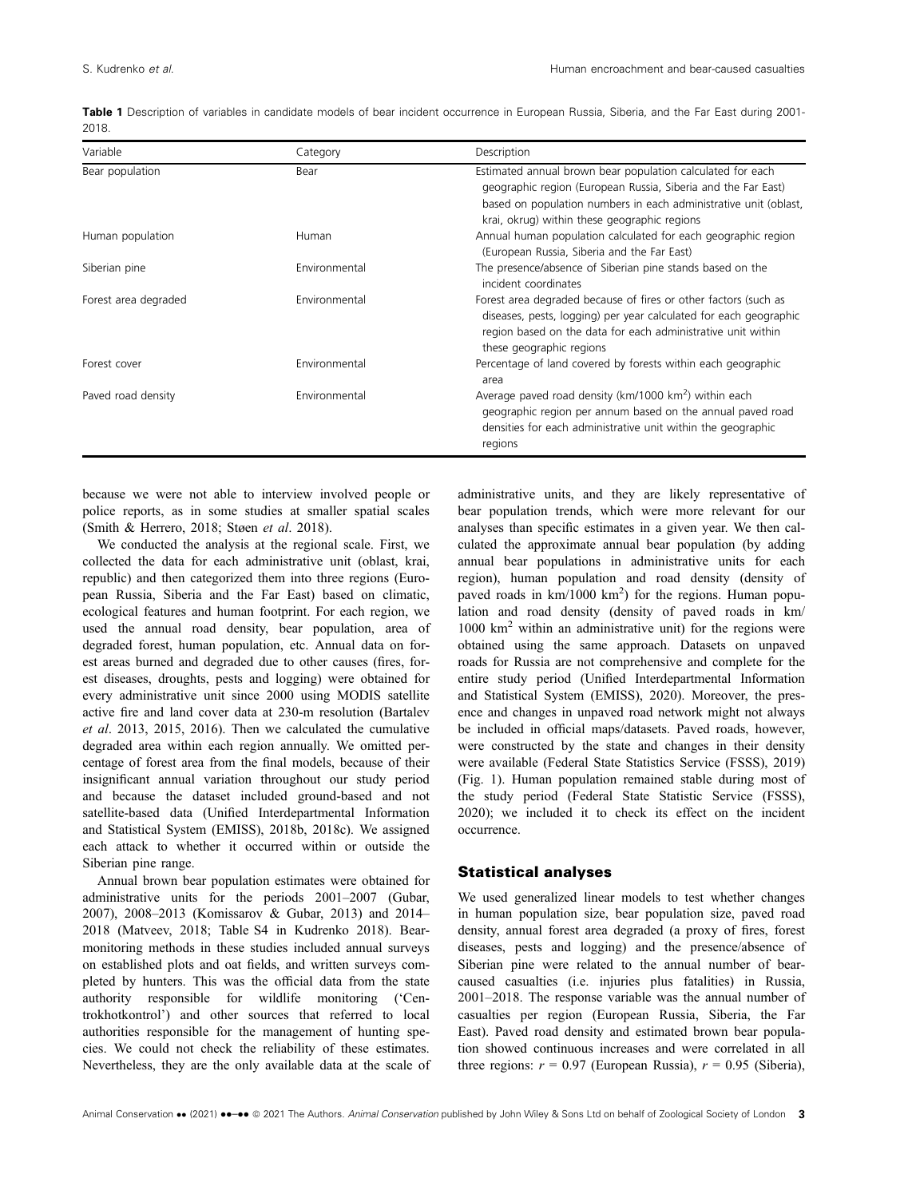**Table 1** Description of variables in candidate models of bear incident occurrence in European Russia, Siberia, and the Far East during 2001-2018.

| Variable | Category | Description |
|---|---|---|
| Bear population | Bear | Estimated annual brown bear population calculated for each geographic region (European Russia, Siberia and the Far East) based on population numbers in each administrative unit (oblast, krai, okrug) within these geographic regions |
| Human population | Human | Annual human population calculated for each geographic region (European Russia, Siberia and the Far East) |
| Siberian pine | Environmental | The presence/absence of Siberian pine stands based on the incident coordinates |
| Forest area degraded | Environmental | Forest area degraded because of fires or other factors (such as diseases, pests, logging) per year calculated for each geographic region based on the data for each administrative unit within these geographic regions |
| Forest cover | Environmental | Percentage of land covered by forests within each geographic area |
| Paved road density | Environmental | Average paved road density (km/1000 km$^2$) within each geographic region per annum based on the annual paved road densities for each administrative unit within the geographic regions |

because we were not able to interview involved people or police reports, as in some studies at smaller spatial scales (Smith & Herrero, 2018; Støen *et al*. 2018).

We conducted the analysis at the regional scale. First, we collected the data for each administrative unit (oblast, krai, republic) and then categorized them into three regions (European Russia, Siberia and the Far East) based on climatic, ecological features and human footprint. For each region, we used the annual road density, bear population, area of degraded forest, human population, etc. Annual data on forest areas burned and degraded due to other causes (fires, forest diseases, droughts, pests and logging) were obtained for every administrative unit since 2000 using MODIS satellite active fire and land cover data at 230-m resolution (Bartalev *et al*. 2013, 2015, 2016). Then we calculated the cumulative degraded area within each region annually. We omitted percentage of forest area from the final models, because of their insignificant annual variation throughout our study period and because the dataset included ground-based and not satellite-based data (Unified Interdepartmental Information and Statistical System (EMISS), 2018b, 2018c). We assigned each attack to whether it occurred within or outside the Siberian pine range.

Annual brown bear population estimates were obtained for administrative units for the periods 2001–2007 (Gubar, 2007), 2008–2013 (Komissarov & Gubar, 2013) and 2014–2018 (Matveev, 2018; Table S4 in Kudrenko 2018). Bear-monitoring methods in these studies included annual surveys on established plots and oat fields, and written surveys completed by hunters. This was the official data from the state authority responsible for wildlife monitoring ('Centrokhotkontrol') and other sources that referred to local authorities responsible for the management of hunting species. We could not check the reliability of these estimates. Nevertheless, they are the only available data at the scale of administrative units, and they are likely representative of bear population trends, which were more relevant for our analyses than specific estimates in a given year. We then calculated the approximate annual bear population (by adding annual bear populations in administrative units for each region), human population and road density (density of paved roads in km/1000 km$^2$) for the regions. Human population and road density (density of paved roads in km/1000 km$^2$ within an administrative unit) for the regions were obtained using the same approach. Datasets on unpaved roads for Russia are not comprehensive and complete for the entire study period (Unified Interdepartmental Information and Statistical System (EMISS), 2020). Moreover, the presence and changes in unpaved road network might not always be included in official maps/datasets. Paved roads, however, were constructed by the state and changes in their density were available (Federal State Statistics Service (FSSS), 2019) (Fig. 1). Human population remained stable during most of the study period (Federal State Statistic Service (FSSS), 2020); we included it to check its effect on the incident occurrence.

## Statistical analyses

We used generalized linear models to test whether changes in human population size, bear population size, paved road density, annual forest area degraded (a proxy of fires, forest diseases, pests and logging) and the presence/absence of Siberian pine were related to the annual number of bear-caused casualties (i.e. injuries plus fatalities) in Russia, 2001–2018. The response variable was the annual number of casualties per region (European Russia, Siberia, the Far East). Paved road density and estimated brown bear population showed continuous increases and were correlated in all three regions: $r = 0.97$ (European Russia), $r = 0.95$ (Siberia),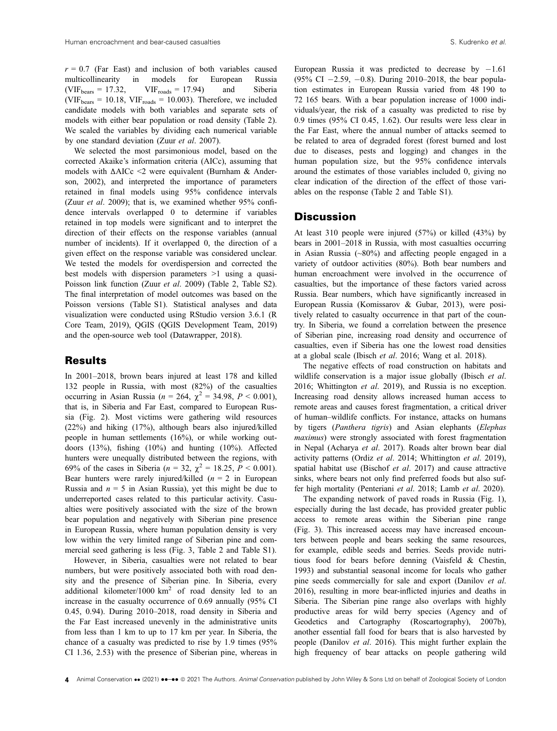$r = 0.7$ (Far East) and inclusion of both variables caused multicollinearity in models for European Russia ($VIF_{bears} = 17.32$, $VIF_{roads} = 17.94$) and Siberia ($VIF_{bears} = 10.18$, $VIF_{roads} = 10.003$). Therefore, we included candidate models with both variables and separate sets of models with either bear population or road density (Table 2). We scaled the variables by dividing each numerical variable by one standard deviation (Zuur *et al*. 2007).

We selected the most parsimonious model, based on the corrected Akaike's information criteria (AICc), assuming that models with $\Delta AICc < 2$ were equivalent (Burnham & Anderson, 2002), and interpreted the importance of parameters retained in final models using 95% confidence intervals (Zuur *et al*. 2009); that is, we examined whether 95% confidence intervals overlapped 0 to determine if variables retained in top models were significant and to interpret the direction of their effects on the response variables (annual number of incidents). If it overlapped 0, the direction of a given effect on the response variable was considered unclear. We tested the models for overdispersion and corrected the best models with dispersion parameters >1 using a quasi-Poisson link function (Zuur *et al*. 2009) (Table 2, Table S2). The final interpretation of model outcomes was based on the Poisson versions (Table S1). Statistical analyses and data visualization were conducted using RStudio version 3.6.1 (R Core Team, 2019), QGIS (QGIS Development Team, 2019) and the open-source web tool (Datawrapper, 2018).

## Results

In 2001–2018, brown bears injured at least 178 and killed 132 people in Russia, with most (82%) of the casualties occurring in Asian Russia ($n = 264$, $\chi^2 = 34.98$, $P < 0.001$), that is, in Siberia and Far East, compared to European Russia (Fig. 2). Most victims were gathering wild resources (22%) and hiking (17%), although bears also injured/killed people in human settlements (16%), or while working outdoors (13%), fishing (10%) and hunting (10%). Affected hunters were unequally distributed between the regions, with 69% of the cases in Siberia ($n = 32$, $\chi^2 = 18.25$, $P < 0.001$). Bear hunters were rarely injured/killed ($n = 2$ in European Russia and $n = 5$ in Asian Russia), yet this might be due to underreported cases related to this particular activity. Casualties were positively associated with the size of the brown bear population and negatively with Siberian pine presence in European Russia, where human population density is very low within the very limited range of Siberian pine and commercial seed gathering is less (Fig. 3, Table 2 and Table S1).

However, in Siberia, casualties were not related to bear numbers, but were positively associated both with road density and the presence of Siberian pine. In Siberia, every additional kilometer/1000 $km^2$ of road density led to an increase in the casualty occurrence of 0.69 annually (95% CI 0.45, 0.94). During 2010–2018, road density in Siberia and the Far East increased unevenly in the administrative units from less than 1 km to up to 17 km per year. In Siberia, the chance of a casualty was predicted to rise by 1.9 times (95% CI 1.36, 2.53) with the presence of Siberian pine, whereas in European Russia it was predicted to decrease by −1.61 (95% CI −2.59, −0.8). During 2010–2018, the bear population estimates in European Russia varied from 48 190 to 72 165 bears. With a bear population increase of 1000 individuals/year, the risk of a casualty was predicted to rise by 0.9 times (95% CI 0.45, 1.62). Our results were less clear in the Far East, where the annual number of attacks seemed to be related to area of degraded forest (forest burned and lost due to diseases, pests and logging) and changes in the human population size, but the 95% confidence intervals around the estimates of those variables included 0, giving no clear indication of the direction of the effect of those variables on the response (Table 2 and Table S1).

## Discussion

At least 310 people were injured (57%) or killed (43%) by bears in 2001–2018 in Russia, with most casualties occurring in Asian Russia (~80%) and affecting people engaged in a variety of outdoor activities (80%). Both bear numbers and human encroachment were involved in the occurrence of casualties, but the importance of these factors varied across Russia. Bear numbers, which have significantly increased in European Russia (Komissarov & Gubar, 2013), were positively related to casualty occurrence in that part of the country. In Siberia, we found a correlation between the presence of Siberian pine, increasing road density and occurrence of casualties, even if Siberia has one the lowest road densities at a global scale (Ibisch *et al*. 2016; Wang et al. 2018).

The negative effects of road construction on habitats and wildlife conservation is a major issue globally (Ibisch *et al*. 2016; Whittington *et al*. 2019), and Russia is no exception. Increasing road density allows increased human access to remote areas and causes forest fragmentation, a critical driver of human–wildlife conflicts. For instance, attacks on humans by tigers (*Panthera tigris*) and Asian elephants (*Elephas maximus*) were strongly associated with forest fragmentation in Nepal (Acharya *et al*. 2017). Roads alter brown bear dial activity patterns (Ordiz *et al*. 2014; Whittington *et al*. 2019), spatial habitat use (Bischof *et al*. 2017) and cause attractive sinks, where bears not only find preferred foods but also suffer high mortality (Penteriani *et al*. 2018; Lamb *et al*. 2020).

The expanding network of paved roads in Russia (Fig. 1), especially during the last decade, has provided greater public access to remote areas within the Siberian pine range (Fig. 3). This increased access may have increased encounters between people and bears seeking the same resources, for example, edible seeds and berries. Seeds provide nutritious food for bears before denning (Vaisfeld & Chestin, 1993) and substantial seasonal income for locals who gather pine seeds commercially for sale and export (Danilov *et al*. 2016), resulting in more bear-inflicted injuries and deaths in Siberia. The Siberian pine range also overlaps with highly productive areas for wild berry species (Agency and of Geodetics and Cartography (Roscartography), 2007b), another essential fall food for bears that is also harvested by people (Danilov *et al*. 2016). This might further explain the high frequency of bear attacks on people gathering wild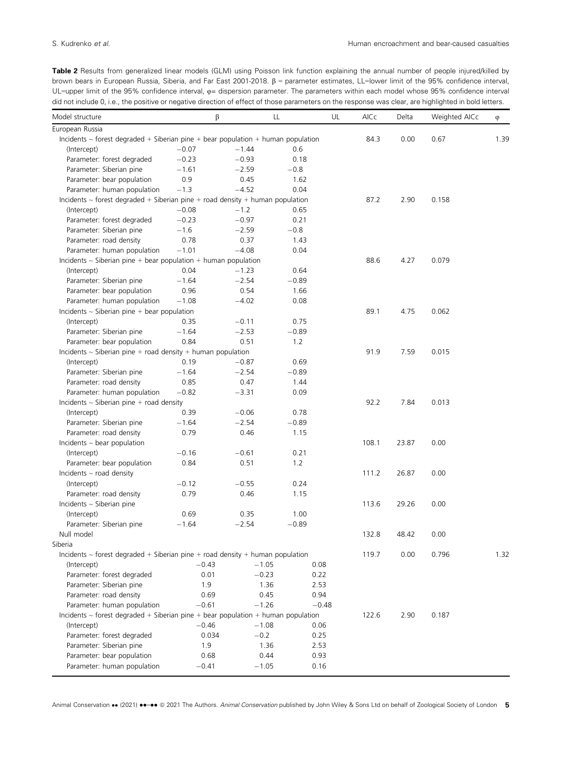**Table 2** Results from generalized linear models (GLM) using Poisson link function explaining the annual number of people injured/killed by brown bears in European Russia, Siberia, and Far East 2001-2018. β = parameter estimates, LL=lower limit of the 95% confidence interval, UL=upper limit of the 95% confidence interval, φ= dispersion parameter. The parameters within each model whose 95% confidence interval did not include 0, i.e., the positive or negative direction of effect of those parameters on the response was clear, are highlighted in bold letters.

| Model structure | β | LL | UL | AICc | Delta | Weighted AICc | φ |
|---|---|---|---|---|---|---|---|
| European Russia | | | | | | | |
| Incidents ~ forest degraded + Siberian pine + bear population + human population | | | | 84.3 | 0.00 | 0.67 | 1.39 |
| (Intercept) | −0.07 | −1.44 | 0.6 | | | | |
| Parameter: forest degraded | −0.23 | −0.93 | 0.18 | | | | |
| Parameter: Siberian pine | −1.61 | −2.59 | −0.8 | | | | |
| Parameter: bear population | 0.9 | 0.45 | 1.62 | | | | |
| Parameter: human population | −1.3 | −4.52 | 0.04 | | | | |
| Incidents ~ forest degraded + Siberian pine + road density + human population | | | | 87.2 | 2.90 | 0.158 | |
| (Intercept) | −0.08 | −1.2 | 0.65 | | | | |
| Parameter: forest degraded | −0.23 | −0.97 | 0.21 | | | | |
| Parameter: Siberian pine | −1.6 | −2.59 | −0.8 | | | | |
| Parameter: road density | 0.78 | 0.37 | 1.43 | | | | |
| Parameter: human population | −1.01 | −4.08 | 0.04 | | | | |
| Incidents ~ Siberian pine + bear population + human population | | | | 88.6 | 4.27 | 0.079 | |
| (Intercept) | 0.04 | −1.23 | 0.64 | | | | |
| Parameter: Siberian pine | −1.64 | −2.54 | −0.89 | | | | |
| Parameter: bear population | 0.96 | 0.54 | 1.66 | | | | |
| Parameter: human population | −1.08 | −4.02 | 0.08 | | | | |
| Incidents ~ Siberian pine + bear population | | | | 89.1 | 4.75 | 0.062 | |
| (Intercept) | 0.35 | −0.11 | 0.75 | | | | |
| Parameter: Siberian pine | −1.64 | −2.53 | −0.89 | | | | |
| Parameter: bear population | 0.84 | 0.51 | 1.2 | | | | |
| Incidents ~ Siberian pine + road density + human population | | | | 91.9 | 7.59 | 0.015 | |
| (Intercept) | 0.19 | −0.87 | 0.69 | | | | |
| Parameter: Siberian pine | −1.64 | −2.54 | −0.89 | | | | |
| Parameter: road density | 0.85 | 0.47 | 1.44 | | | | |
| Parameter: human population | −0.82 | −3.31 | 0.09 | | | | |
| Incidents ~ Siberian pine + road density | | | | 92.2 | 7.84 | 0.013 | |
| (Intercept) | 0.39 | −0.06 | 0.78 | | | | |
| Parameter: Siberian pine | −1.64 | −2.54 | −0.89 | | | | |
| Parameter: road density | 0.79 | 0.46 | 1.15 | | | | |
| Incidents ~ bear population | | | | 108.1 | 23.87 | 0.00 | |
| (Intercept) | −0.16 | −0.61 | 0.21 | | | | |
| Parameter: bear population | 0.84 | 0.51 | 1.2 | | | | |
| Incidents ~ road density | | | | 111.2 | 26.87 | 0.00 | |
| (Intercept) | −0.12 | −0.55 | 0.24 | | | | |
| Parameter: road density | 0.79 | 0.46 | 1.15 | | | | |
| Incidents ~ Siberian pine | | | | 113.6 | 29.26 | 0.00 | |
| (Intercept) | 0.69 | 0.35 | 1.00 | | | | |
| Parameter: Siberian pine | −1.64 | −2.54 | −0.89 | | | | |
| Null model | | | | 132.8 | 48.42 | 0.00 | |
| Siberia | | | | | | | |
| Incidents ~ forest degraded + Siberian pine + road density + human population | | | | 119.7 | 0.00 | 0.796 | 1.32 |
| (Intercept) | −0.43 | −1.05 | 0.08 | | | | |
| Parameter: forest degraded | 0.01 | −0.23 | 0.22 | | | | |
| Parameter: Siberian pine | 1.9 | 1.36 | 2.53 | | | | |
| Parameter: road density | 0.69 | 0.45 | 0.94 | | | | |
| Parameter: human population | −0.61 | −1.26 | −0.48 | | | | |
| Incidents ~ forest degraded + Siberian pine + bear population + human population | | | | 122.6 | 2.90 | 0.187 | |
| (Intercept) | −0.46 | −1.08 | 0.06 | | | | |
| Parameter: forest degraded | 0.034 | −0.2 | 0.25 | | | | |
| Parameter: Siberian pine | 1.9 | 1.36 | 2.53 | | | | |
| Parameter: bear population | 0.68 | 0.44 | 0.93 | | | | |
| Parameter: human population | −0.41 | −1.05 | 0.16 | | | | |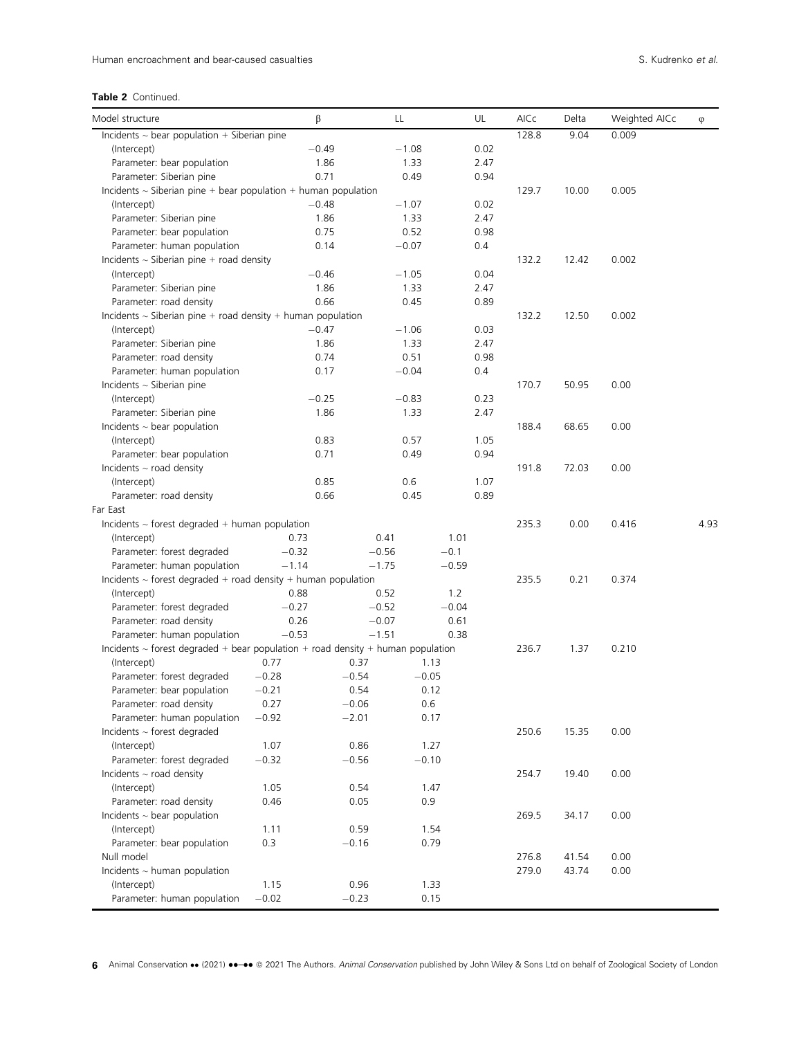**Table 2** Continued.

| Model structure | β | LL | UL | AICc | Delta | Weighted AICc | φ |
|---|---|---|---|---|---|---|---|
| Incidents ~ bear population + Siberian pine | | | | 128.8 | 9.04 | 0.009 | |
| (Intercept) | −0.49 | −1.08 | 0.02 | | | | |
| Parameter: bear population | 1.86 | 1.33 | 2.47 | | | | |
| Parameter: Siberian pine | 0.71 | 0.49 | 0.94 | | | | |
| Incidents ~ Siberian pine + bear population + human population | | | | 129.7 | 10.00 | 0.005 | |
| (Intercept) | −0.48 | −1.07 | 0.02 | | | | |
| Parameter: Siberian pine | 1.86 | 1.33 | 2.47 | | | | |
| Parameter: bear population | 0.75 | 0.52 | 0.98 | | | | |
| Parameter: human population | 0.14 | −0.07 | 0.4 | | | | |
| Incidents ~ Siberian pine + road density | | | | 132.2 | 12.42 | 0.002 | |
| (Intercept) | −0.46 | −1.05 | 0.04 | | | | |
| Parameter: Siberian pine | 1.86 | 1.33 | 2.47 | | | | |
| Parameter: road density | 0.66 | 0.45 | 0.89 | | | | |
| Incidents ~ Siberian pine + road density + human population | | | | 132.2 | 12.50 | 0.002 | |
| (Intercept) | −0.47 | −1.06 | 0.03 | | | | |
| Parameter: Siberian pine | 1.86 | 1.33 | 2.47 | | | | |
| Parameter: road density | 0.74 | 0.51 | 0.98 | | | | |
| Parameter: human population | 0.17 | −0.04 | 0.4 | | | | |
| Incidents ~ Siberian pine | | | | 170.7 | 50.95 | 0.00 | |
| (Intercept) | −0.25 | −0.83 | 0.23 | | | | |
| Parameter: Siberian pine | 1.86 | 1.33 | 2.47 | | | | |
| Incidents ~ bear population | | | | 188.4 | 68.65 | 0.00 | |
| (Intercept) | 0.83 | 0.57 | 1.05 | | | | |
| Parameter: bear population | 0.71 | 0.49 | 0.94 | | | | |
| Incidents ~ road density | | | | 191.8 | 72.03 | 0.00 | |
| (Intercept) | 0.85 | 0.6 | 1.07 | | | | |
| Parameter: road density | 0.66 | 0.45 | 0.89 | | | | |
| Far East | | | | | | | |
| Incidents ~ forest degraded + human population | | | | 235.3 | 0.00 | 0.416 | 4.93 |
| (Intercept) | 0.73 | 0.41 | 1.01 | | | | |
| Parameter: forest degraded | −0.32 | −0.56 | −0.1 | | | | |
| Parameter: human population | −1.14 | −1.75 | −0.59 | | | | |
| Incidents ~ forest degraded + road density + human population | | | | 235.5 | 0.21 | 0.374 | |
| (Intercept) | 0.88 | 0.52 | 1.2 | | | | |
| Parameter: forest degraded | −0.27 | −0.52 | −0.04 | | | | |
| Parameter: road density | 0.26 | −0.07 | 0.61 | | | | |
| Parameter: human population | −0.53 | −1.51 | 0.38 | | | | |
| Incidents ~ forest degraded + bear population + road density + human population | | | | 236.7 | 1.37 | 0.210 | |
| (Intercept) | 0.77 | 0.37 | 1.13 | | | | |
| Parameter: forest degraded | −0.28 | −0.54 | −0.05 | | | | |
| Parameter: bear population | −0.21 | 0.54 | 0.12 | | | | |
| Parameter: road density | 0.27 | −0.06 | 0.6 | | | | |
| Parameter: human population | −0.92 | −2.01 | 0.17 | | | | |
| Incidents ~ forest degraded | | | | 250.6 | 15.35 | 0.00 | |
| (Intercept) | 1.07 | 0.86 | 1.27 | | | | |
| Parameter: forest degraded | −0.32 | −0.56 | −0.10 | | | | |
| Incidents ~ road density | | | | 254.7 | 19.40 | 0.00 | |
| (Intercept) | 1.05 | 0.54 | 1.47 | | | | |
| Parameter: road density | 0.46 | 0.05 | 0.9 | | | | |
| Incidents ~ bear population | | | | 269.5 | 34.17 | 0.00 | |
| (Intercept) | 1.11 | 0.59 | 1.54 | | | | |
| Parameter: bear population | 0.3 | −0.16 | 0.79 | | | | |
| Null model | | | | 276.8 | 41.54 | 0.00 | |
| Incidents ~ human population | | | | 279.0 | 43.74 | 0.00 | |
| (Intercept) | 1.15 | 0.96 | 1.33 | | | | |
| Parameter: human population | −0.02 | −0.23 | 0.15 | | | | |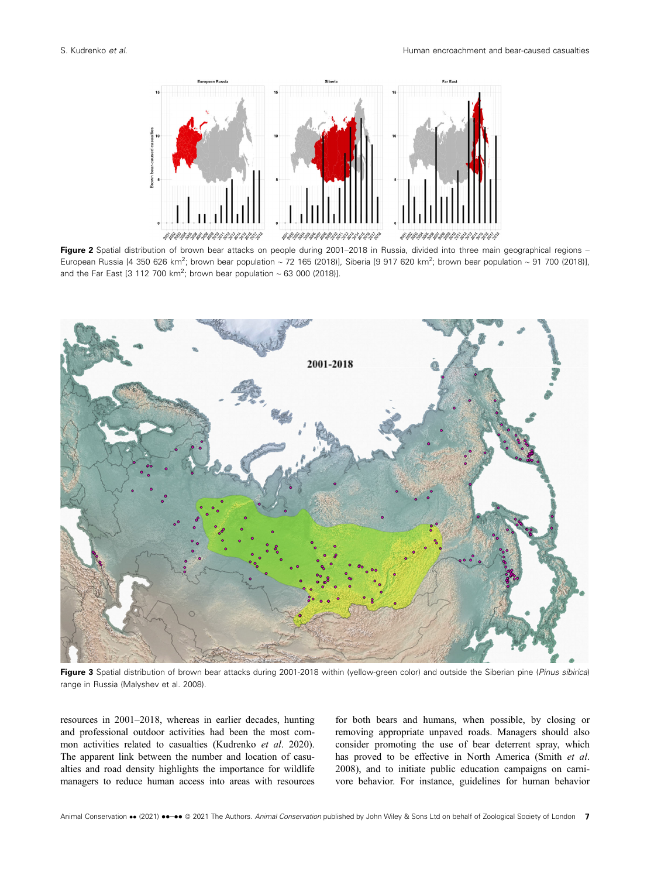**Figure 2** Spatial distribution of brown bear attacks on people during 2001–2018 in Russia, divided into three main geographical regions – European Russia [4 350 626 km$^2$; brown bear population ~ 72 165 (2018)], Siberia [9 917 620 km$^2$; brown bear population ~ 91 700 (2018)], and the Far East [3 112 700 km$^2$; brown bear population ~ 63 000 (2018)].

**Figure 3** Spatial distribution of brown bear attacks during 2001-2018 within (yellow-green color) and outside the Siberian pine (*Pinus sibirica*) range in Russia (Malyshev et al. 2008).

resources in 2001–2018, whereas in earlier decades, hunting and professional outdoor activities had been the most common activities related to casualties (Kudrenko *et al*. 2020). The apparent link between the number and location of casualties and road density highlights the importance for wildlife managers to reduce human access into areas with resources for both bears and humans, when possible, by closing or removing appropriate unpaved roads. Managers should also consider promoting the use of bear deterrent spray, which has proved to be effective in North America (Smith *et al*. 2008), and to initiate public education campaigns on carnivore behavior. For instance, guidelines for human behavior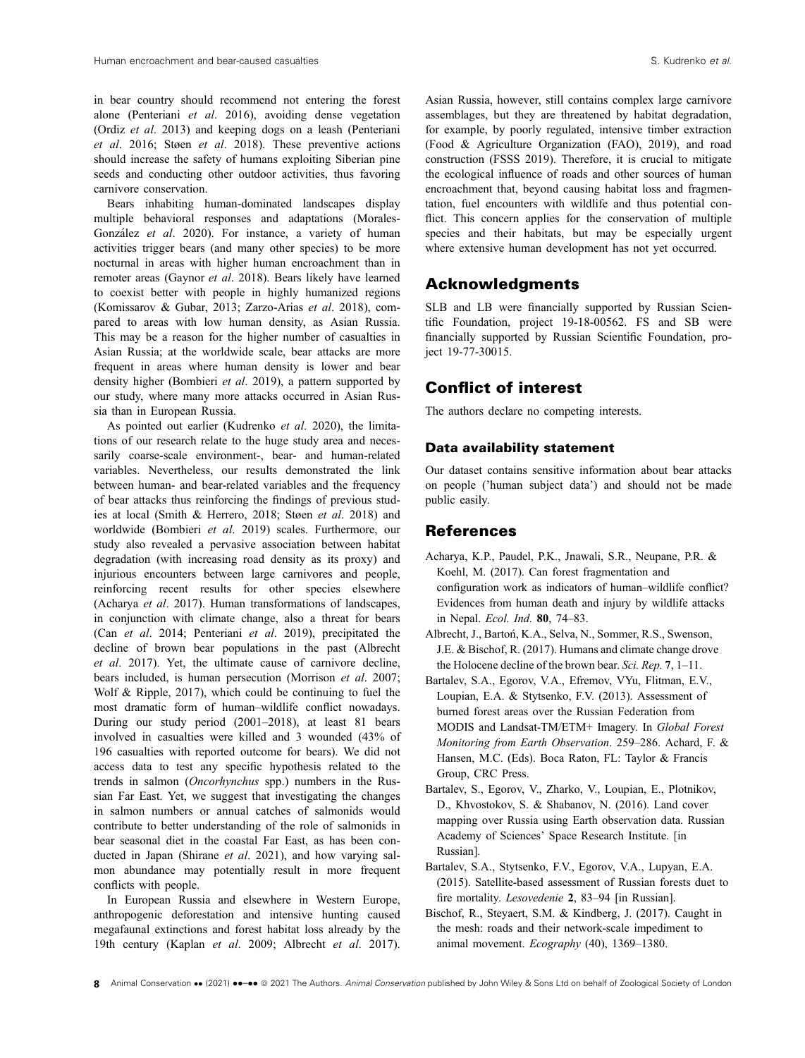in bear country should recommend not entering the forest alone (Penteriani *et al*. 2016), avoiding dense vegetation (Ordiz *et al*. 2013) and keeping dogs on a leash (Penteriani *et al*. 2016; Støen *et al*. 2018). These preventive actions should increase the safety of humans exploiting Siberian pine seeds and conducting other outdoor activities, thus favoring carnivore conservation.

Bears inhabiting human-dominated landscapes display multiple behavioral responses and adaptations (Morales-González *et al*. 2020). For instance, a variety of human activities trigger bears (and many other species) to be more nocturnal in areas with higher human encroachment than in remoter areas (Gaynor *et al*. 2018). Bears likely have learned to coexist better with people in highly humanized regions (Komissarov & Gubar, 2013; Zarzo-Arias *et al*. 2018), compared to areas with low human density, as Asian Russia. This may be a reason for the higher number of casualties in Asian Russia; at the worldwide scale, bear attacks are more frequent in areas where human density is lower and bear density higher (Bombieri *et al*. 2019), a pattern supported by our study, where many more attacks occurred in Asian Russia than in European Russia.

As pointed out earlier (Kudrenko *et al*. 2020), the limitations of our research relate to the huge study area and necessarily coarse-scale environment-, bear- and human-related variables. Nevertheless, our results demonstrated the link between human- and bear-related variables and the frequency of bear attacks thus reinforcing the findings of previous studies at local (Smith & Herrero, 2018; Støen *et al*. 2018) and worldwide (Bombieri *et al*. 2019) scales. Furthermore, our study also revealed a pervasive association between habitat degradation (with increasing road density as its proxy) and injurious encounters between large carnivores and people, reinforcing recent results for other species elsewhere (Acharya *et al*. 2017). Human transformations of landscapes, in conjunction with climate change, also a threat for bears (Can *et al*. 2014; Penteriani *et al*. 2019), precipitated the decline of brown bear populations in the past (Albrecht *et al*. 2017). Yet, the ultimate cause of carnivore decline, bears included, is human persecution (Morrison *et al*. 2007; Wolf & Ripple, 2017), which could be continuing to fuel the most dramatic form of human–wildlife conflict nowadays. During our study period (2001–2018), at least 81 bears involved in casualties were killed and 3 wounded (43% of 196 casualties with reported outcome for bears). We did not access data to test any specific hypothesis related to the trends in salmon (*Oncorhynchus* spp.) numbers in the Russian Far East. Yet, we suggest that investigating the changes in salmon numbers or annual catches of salmonids would contribute to better understanding of the role of salmonids in bear seasonal diet in the coastal Far East, as has been conducted in Japan (Shirane *et al*. 2021), and how varying salmon abundance may potentially result in more frequent conflicts with people.

In European Russia and elsewhere in Western Europe, anthropogenic deforestation and intensive hunting caused megafaunal extinctions and forest habitat loss already by the 19th century (Kaplan *et al*. 2009; Albrecht *et al*. 2017). Asian Russia, however, still contains complex large carnivore assemblages, but they are threatened by habitat degradation, for example, by poorly regulated, intensive timber extraction (Food & Agriculture Organization (FAO), 2019), and road construction (FSSS 2019). Therefore, it is crucial to mitigate the ecological influence of roads and other sources of human encroachment that, beyond causing habitat loss and fragmentation, fuel encounters with wildlife and thus potential conflict. This concern applies for the conservation of multiple species and their habitats, but may be especially urgent where extensive human development has not yet occurred.

## Acknowledgments

SLB and LB were financially supported by Russian Scientific Foundation, project 19-18-00562. FS and SB were financially supported by Russian Scientific Foundation, project 19-77-30015.

## Conflict of interest

The authors declare no competing interests.

### Data availability statement

Our dataset contains sensitive information about bear attacks on people ('human subject data') and should not be made public easily.

## References

Acharya, K.P., Paudel, P.K., Jnawali, S.R., Neupane, P.R. & Koehl, M. (2017). Can forest fragmentation and configuration work as indicators of human–wildlife conflict? Evidences from human death and injury by wildlife attacks in Nepal. *Ecol. Ind.* **80**, 74–83.

Albrecht, J., Bartoń, K.A., Selva, N., Sommer, R.S., Swenson, J.E. & Bischof, R. (2017). Humans and climate change drove the Holocene decline of the brown bear. *Sci. Rep.* **7**, 1–11.

Bartalev, S.A., Egorov, V.A., Efremov, VYu, Flitman, E.V., Loupian, E.A. & Stytsenko, F.V. (2013). Assessment of burned forest areas over the Russian Federation from MODIS and Landsat-TM/ETM+ Imagery. In *Global Forest Monitoring from Earth Observation*. 259–286. Achard, F. & Hansen, M.C. (Eds). Boca Raton, FL: Taylor & Francis Group, CRC Press.

Bartalev, S., Egorov, V., Zharko, V., Loupian, E., Plotnikov, D., Khvostokov, S. & Shabanov, N. (2016). Land cover mapping over Russia using Earth observation data. Russian Academy of Sciences' Space Research Institute. [in Russian].

Bartalev, S.A., Stytsenko, F.V., Egorov, V.A., Lupyan, E.A. (2015). Satellite-based assessment of Russian forests duet to fire mortality. *Lesovedenie* **2**, 83–94 [in Russian].

Bischof, R., Steyaert, S.M. & Kindberg, J. (2017). Caught in the mesh: roads and their network-scale impediment to animal movement. *Ecography* (40), 1369–1380.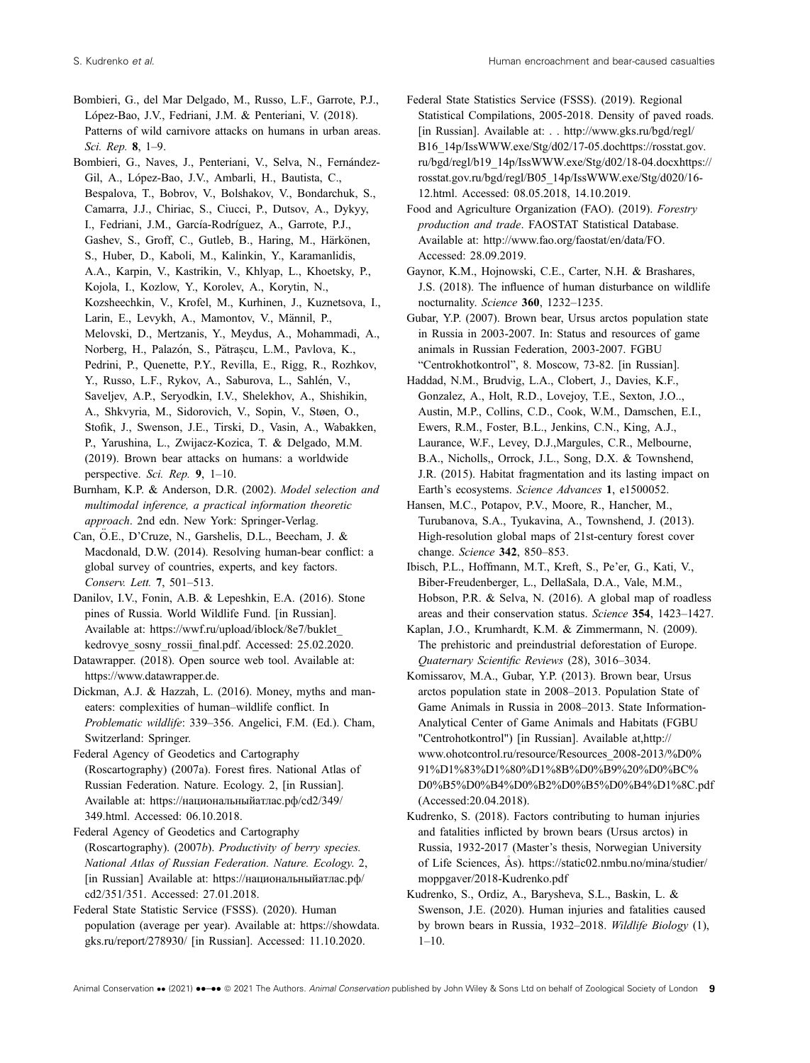Bombieri, G., del Mar Delgado, M., Russo, L.F., Garrote, P.J., López-Bao, J.V., Fedriani, J.M. & Penteriani, V. (2018). Patterns of wild carnivore attacks on humans in urban areas. *Sci. Rep.* **8**, 1–9.

Bombieri, G., Naves, J., Penteriani, V., Selva, N., Fernández-Gil, A., López-Bao, J.V., Ambarli, H., Bautista, C., Bespalova, T., Bobrov, V., Bolshakov, V., Bondarchuk, S., Camarra, J.J., Chiriac, S., Ciucci, P., Dutsov, A., Dykyy, I., Fedriani, J.M., García-Rodríguez, A., Garrote, P.J., Gashev, S., Groff, C., Gutleb, B., Haring, M., Härkönen, S., Huber, D., Kaboli, M., Kalinkin, Y., Karamanlidis, A.A., Karpin, V., Kastrikin, V., Khlyap, L., Khoetsky, P., Kojola, I., Kozlow, Y., Korolev, A., Korytin, N., Kozsheechkin, V., Krofel, M., Kurhinen, J., Kuznetsova, I., Larin, E., Levykh, A., Mamontov, V., Männil, P., Melovski, D., Mertzanis, Y., Meydus, A., Mohammadi, A., Norberg, H., Palazón, S., Pătrașcu, L.M., Pavlova, K., Pedrini, P., Quenette, P.Y., Revilla, E., Rigg, R., Rozhkov, Y., Russo, L.F., Rykov, A., Saburova, L., Sahlén, V., Saveljev, A.P., Seryodkin, I.V., Shelekhov, A., Shishikin, A., Shkvyria, M., Sidorovich, V., Sopin, V., Støen, O., Stofik, J., Swenson, J.E., Tirski, D., Vasin, A., Wabakken, P., Yarushina, L., Zwijacz-Kozica, T. & Delgado, M.M. (2019). Brown bear attacks on humans: a worldwide perspective. *Sci. Rep.* **9**, 1–10.

Burnham, K.P. & Anderson, D.R. (2002). *Model selection and multimodal inference, a practical information theoretic approach*. 2nd edn. New York: Springer-Verlag.

Can, Ö.E., D'Cruze, N., Garshelis, D.L., Beecham, J. & Macdonald, D.W. (2014). Resolving human-bear conflict: a global survey of countries, experts, and key factors. *Conserv. Lett.* **7**, 501–513.

Danilov, I.V., Fonin, A.B. & Lepeshkin, E.A. (2016). Stone pines of Russia. World Wildlife Fund. [in Russian]. Available at: https://wwf.ru/upload/iblock/8e7/buklet_kedrovye_sosny_rossii_final.pdf. Accessed: 25.02.2020.

Datawrapper. (2018). Open source web tool. Available at: https://www.datawrapper.de.

Dickman, A.J. & Hazzah, L. (2016). Money, myths and man-eaters: complexities of human–wildlife conflict. In *Problematic wildlife*: 339–356. Angelici, F.M. (Ed.). Cham, Switzerland: Springer.

Federal Agency of Geodetics and Cartography (Roscartography) (2007a). Forest fires. National Atlas of Russian Federation. Nature. Ecology. 2, [in Russian]. Available at: https://национальныйатлас.рф/cd2/349/349.html. Accessed: 06.10.2018.

Federal Agency of Geodetics and Cartography (Roscartography). (2007*b*). *Productivity of berry species. National Atlas of Russian Federation. Nature. Ecology.* 2, [in Russian] Available at: https://национальныйатлас.рф/cd2/351/351. Accessed: 27.01.2018.

Federal State Statistic Service (FSSS). (2020). Human population (average per year). Available at: https://showdata.gks.ru/report/278930/ [in Russian]. Accessed: 11.10.2020.

Federal State Statistics Service (FSSS). (2019). Regional Statistical Compilations, 2005-2018. Density of paved roads. [in Russian]. Available at: . . http://www.gks.ru/bgd/regl/B16_14p/IssWWW.exe/Stg/d02/17-05.dochttps://rosstat.gov.ru/bgd/regl/b19_14p/IssWWW.exe/Stg/d02/18-04.docxhttps://rosstat.gov.ru/bgd/regl/B05_14p/IssWWW.exe/Stg/d020/16-12.html. Accessed: 08.05.2018, 14.10.2019.

Food and Agriculture Organization (FAO). (2019). *Forestry production and trade*. FAOSTAT Statistical Database. Available at: http://www.fao.org/faostat/en/data/FO. Accessed: 28.09.2019.

Gaynor, K.M., Hojnowski, C.E., Carter, N.H. & Brashares, J.S. (2018). The influence of human disturbance on wildlife nocturnality. *Science* **360**, 1232–1235.

Gubar, Y.P. (2007). Brown bear, Ursus arctos population state in Russia in 2003-2007. In: Status and resources of game animals in Russian Federation, 2003-2007. FGBU "Centrokhotkontrol", 8. Moscow, 73-82. [in Russian].

Haddad, N.M., Brudvig, L.A., Clobert, J., Davies, K.F., Gonzalez, A., Holt, R.D., Lovejoy, T.E., Sexton, J.O.., Austin, M.P., Collins, C.D., Cook, W.M., Damschen, E.I., Ewers, R.M., Foster, B.L., Jenkins, C.N., King, A.J., Laurance, W.F., Levey, D.J.,Margules, C.R., Melbourne, B.A., Nicholls,, Orrock, J.L., Song, D.X. & Townshend, J.R. (2015). Habitat fragmentation and its lasting impact on Earth's ecosystems. *Science Advances* **1**, e1500052.

Hansen, M.C., Potapov, P.V., Moore, R., Hancher, M., Turubanova, S.A., Tyukavina, A., Townshend, J. (2013). High-resolution global maps of 21st-century forest cover change. *Science* **342**, 850–853.

Ibisch, P.L., Hoffmann, M.T., Kreft, S., Pe'er, G., Kati, V., Biber-Freudenberger, L., DellaSala, D.A., Vale, M.M., Hobson, P.R. & Selva, N. (2016). A global map of roadless areas and their conservation status. *Science* **354**, 1423–1427.

Kaplan, J.O., Krumhardt, K.M. & Zimmermann, N. (2009). The prehistoric and preindustrial deforestation of Europe. *Quaternary Scientific Reviews* (28), 3016–3034.

Komissarov, M.A., Gubar, Y.P. (2013). Brown bear, Ursus arctos population state in 2008–2013. Population State of Game Animals in Russia in 2008–2013. State Information-Analytical Center of Game Animals and Habitats (FGBU "Centrohotkontrol") [in Russian]. Available at,http://www.ohotcontrol.ru/resource/Resources_2008-2013/%D0%91%D1%83%D1%80%D1%8B%D0%B9%20%D0%BC%D0%B5%D0%B4%D0%B2%D0%B5%D0%B4%D1%8C.pdf (Accessed:20.04.2018).

Kudrenko, S. (2018). Factors contributing to human injuries and fatalities inflicted by brown bears (Ursus arctos) in Russia, 1932-2017 (Master's thesis, Norwegian University of Life Sciences, Ås). https://static02.nmbu.no/mina/studier/moppgaver/2018-Kudrenko.pdf

Kudrenko, S., Ordiz, A., Barysheva, S.L., Baskin, L. & Swenson, J.E. (2020). Human injuries and fatalities caused by brown bears in Russia, 1932–2018. *Wildlife Biology* (1), 1–10.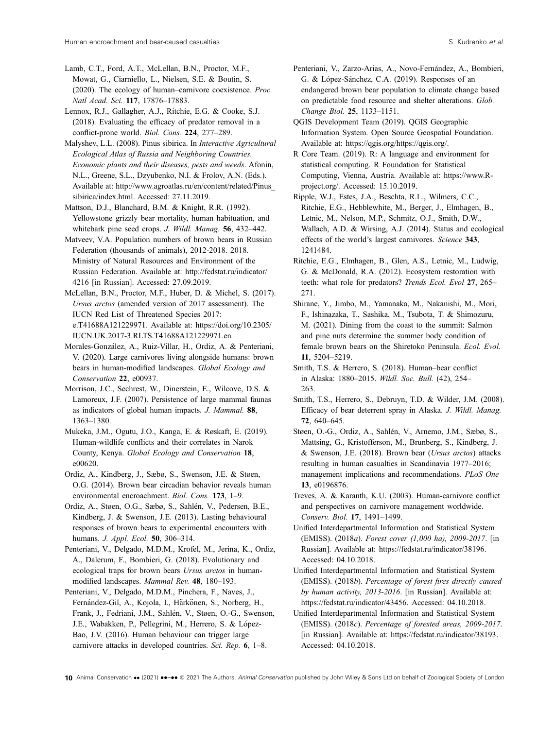Lamb, C.T., Ford, A.T., McLellan, B.N., Proctor, M.F., Mowat, G., Ciarniello, L., Nielsen, S.E. & Boutin, S. (2020). The ecology of human–carnivore coexistence. *Proc. Natl Acad. Sci.* **117**, 17876–17883.

Lennox, R.J., Gallagher, A.J., Ritchie, E.G. & Cooke, S.J. (2018). Evaluating the efficacy of predator removal in a conflict-prone world. *Biol. Cons.* **224**, 277–289.

Malyshev, L.L. (2008). Pinus sibirica. In *Interactive Agricultural Ecological Atlas of Russia and Neighboring Countries. Economic plants and their diseases, pests and weeds*. Afonin, N.L., Greene, S.L., Dzyubenko, N.I. & Frolov, A.N. (Eds.). Available at: http://www.agroatlas.ru/en/content/related/Pinus_sibirica/index.html. Accessed: 27.11.2019.

Mattson, D.J., Blanchard, B.M. & Knight, R.R. (1992). Yellowstone grizzly bear mortality, human habituation, and whitebark pine seed crops. *J. Wildl. Manag.* **56**, 432–442.

Matveev, V.A. Population numbers of brown bears in Russian Federation (thousands of animals), 2012-2018. 2018. Ministry of Natural Resources and Environment of the Russian Federation. Available at: http://fedstat.ru/indicator/4216 [in Russian]. Accessed: 27.09.2019.

McLellan, B.N., Proctor, M.F., Huber, D. & Michel, S. (2017). *Ursus arctos* (amended version of 2017 assessment). The IUCN Red List of Threatened Species 2017: e.T41688A121229971. Available at: https://doi.org/10.2305/IUCN.UK.2017-3.RLTS.T41688A121229971.en

Morales-González, A., Ruiz-Villar, H., Ordiz, A. & Penteriani, V. (2020). Large carnivores living alongside humans: brown bears in human-modified landscapes. *Global Ecology and Conservation* **22**, e00937.

Morrison, J.C., Sechrest, W., Dinerstein, E., Wilcove, D.S. & Lamoreux, J.F. (2007). Persistence of large mammal faunas as indicators of global human impacts. *J. Mammal.* **88**, 1363–1380.

Mukeka, J.M., Ogutu, J.O., Kanga, E. & Røskaft, E. (2019). Human-wildlife conflicts and their correlates in Narok County, Kenya. *Global Ecology and Conservation* **18**, e00620.

Ordiz, A., Kindberg, J., Sæbø, S., Swenson, J.E. & Støen, O.G. (2014). Brown bear circadian behavior reveals human environmental encroachment. *Biol. Cons.* **173**, 1–9.

Ordiz, A., Støen, O.G., Sæbø, S., Sahlén, V., Pedersen, B.E., Kindberg, J. & Swenson, J.E. (2013). Lasting behavioural responses of brown bears to experimental encounters with humans. *J. Appl. Ecol.* **50**, 306–314.

Penteriani, V., Delgado, M.D.M., Krofel, M., Jerina, K., Ordiz, A., Dalerum, F., Bombieri, G. (2018). Evolutionary and ecological traps for brown bears *Ursus arctos* in human-modified landscapes. *Mammal Rev.* **48**, 180–193.

Penteriani, V., Delgado, M.D.M., Pinchera, F., Naves, J., Fernández-Gil, A., Kojola, I., Härkönen, S., Norberg, H., Frank, J., Fedriani, J.M., Sahlén, V., Støen, O.-G., Swenson, J.E., Wabakken, P., Pellegrini, M., Herrero, S. & López-Bao, J.V. (2016). Human behaviour can trigger large carnivore attacks in developed countries. *Sci. Rep.* **6**, 1–8.

Penteriani, V., Zarzo-Arias, A., Novo-Fernández, A., Bombieri, G. & López-Sánchez, C.A. (2019). Responses of an endangered brown bear population to climate change based on predictable food resource and shelter alterations. *Glob. Change Biol.* **25**, 1133–1151.

QGIS Development Team (2019). QGIS Geographic Information System. Open Source Geospatial Foundation. Available at: https://qgis.org/https://qgis.org/.

R Core Team. (2019). R: A language and environment for statistical computing. R Foundation for Statistical Computing, Vienna, Austria. Available at: https://www.R-project.org/. Accessed: 15.10.2019.

Ripple, W.J., Estes, J.A., Beschta, R.L., Wilmers, C.C., Ritchie, E.G., Hebblewhite, M., Berger, J., Elmhagen, B., Letnic, M., Nelson, M.P., Schmitz, O.J., Smith, D.W., Wallach, A.D. & Wirsing, A.J. (2014). Status and ecological effects of the world's largest carnivores. *Science* **343**, 1241484.

Ritchie, E.G., Elmhagen, B., Glen, A.S., Letnic, M., Ludwig, G. & McDonald, R.A. (2012). Ecosystem restoration with teeth: what role for predators? *Trends Ecol. Evol* **27**, 265–271.

Shirane, Y., Jimbo, M., Yamanaka, M., Nakanishi, M., Mori, F., Ishinazaka, T., Sashika, M., Tsubota, T. & Shimozuru, M. (2021). Dining from the coast to the summit: Salmon and pine nuts determine the summer body condition of female brown bears on the Shiretoko Peninsula. *Ecol. Evol.* **11**, 5204–5219.

Smith, T.S. & Herrero, S. (2018). Human–bear conflict in Alaska: 1880–2015. *Wildl. Soc. Bull.* (42), 254–263.

Smith, T.S., Herrero, S., Debruyn, T.D. & Wilder, J.M. (2008). Efficacy of bear deterrent spray in Alaska. *J. Wildl. Manag.* **72**, 640–645.

Støen, O.-G., Ordiz, A., Sahlén, V., Arnemo, J.M., Sæbø, S., Mattsing, G., Kristofferson, M., Brunberg, S., Kindberg, J. & Swenson, J.E. (2018). Brown bear (*Ursus arctos*) attacks resulting in human casualties in Scandinavia 1977–2016; management implications and recommendations. *PLoS One* **13**, e0196876.

Treves, A. & Karanth, K.U. (2003). Human-carnivore conflict and perspectives on carnivore management worldwide. *Conserv. Biol.* **17**, 1491–1499.

Unified Interdepartmental Information and Statistical System (EMISS). (2018*a*). *Forest cover (1,000 ha), 2009-2017*. [in Russian]. Available at: https://fedstat.ru/indicator/38196. Accessed: 04.10.2018.

Unified Interdepartmental Information and Statistical System (EMISS). (2018*b*). *Percentage of forest fires directly caused by human activity, 2013-2016*. [in Russian]. Available at: https://fedstat.ru/indicator/43456. Accessed: 04.10.2018.

Unified Interdepartmental Information and Statistical System (EMISS). (2018*c*). *Percentage of forested areas, 2009-2017*. [in Russian]. Available at: https://fedstat.ru/indicator/38193. Accessed: 04.10.2018.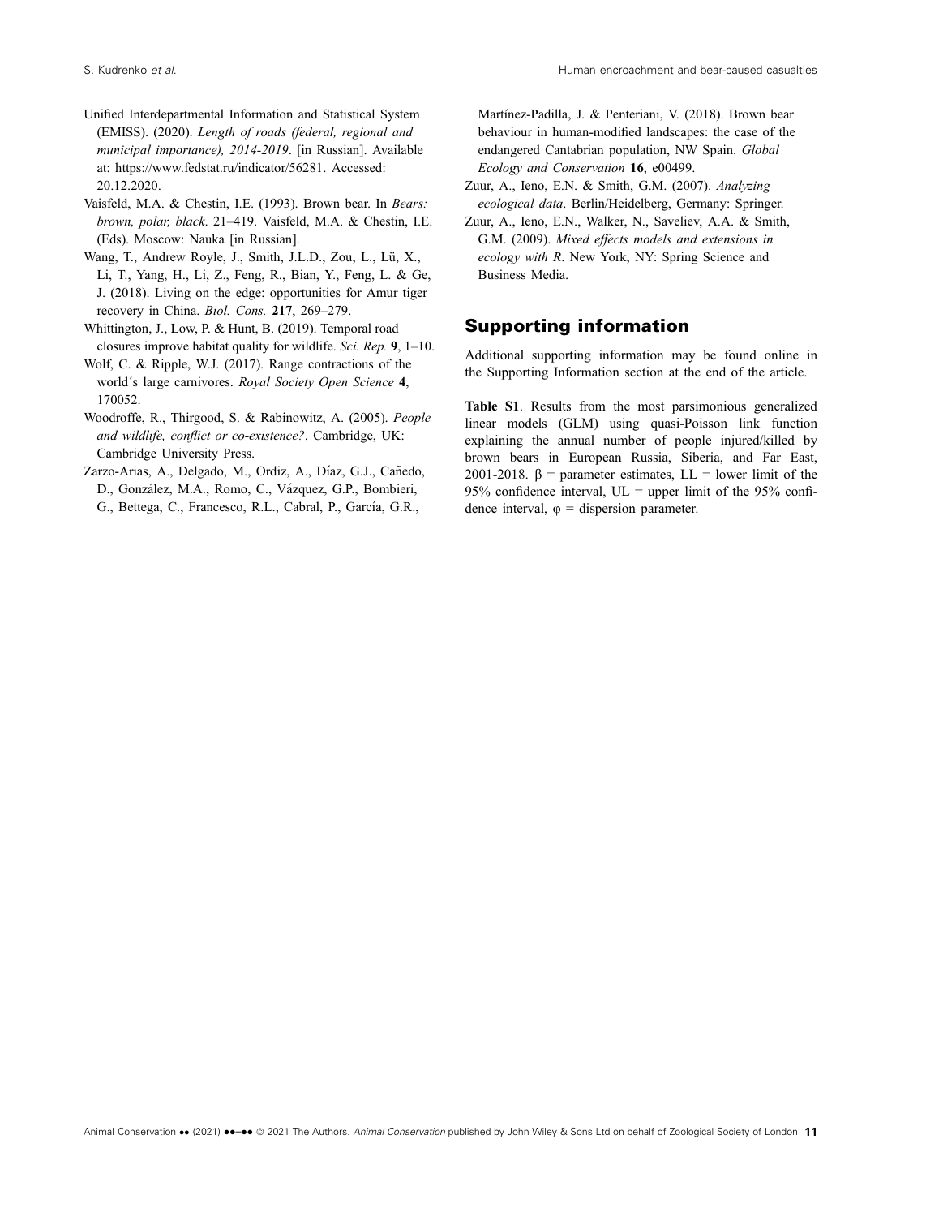Unified Interdepartmental Information and Statistical System (EMISS). (2020). *Length of roads (federal, regional and municipal importance), 2014-2019*. [in Russian]. Available at: https://www.fedstat.ru/indicator/56281. Accessed: 20.12.2020.

Vaisfeld, M.A. & Chestin, I.E. (1993). Brown bear. In *Bears: brown, polar, black*. 21–419. Vaisfeld, M.A. & Chestin, I.E. (Eds). Moscow: Nauka [in Russian].

Wang, T., Andrew Royle, J., Smith, J.L.D., Zou, L., Lü, X., Li, T., Yang, H., Li, Z., Feng, R., Bian, Y., Feng, L. & Ge, J. (2018). Living on the edge: opportunities for Amur tiger recovery in China. *Biol. Cons.* **217**, 269–279.

Whittington, J., Low, P. & Hunt, B. (2019). Temporal road closures improve habitat quality for wildlife. *Sci. Rep.* **9**, 1–10.

Wolf, C. & Ripple, W.J. (2017). Range contractions of the world´s large carnivores. *Royal Society Open Science* **4**, 170052.

Woodroffe, R., Thirgood, S. & Rabinowitz, A. (2005). *People and wildlife, conflict or co-existence?*. Cambridge, UK: Cambridge University Press.

Zarzo-Arias, A., Delgado, M., Ordiz, A., Díaz, G.J., Cañedo, D., González, M.A., Romo, C., Vázquez, G.P., Bombieri, G., Bettega, C., Francesco, R.L., Cabral, P., García, G.R., Martínez-Padilla, J. & Penteriani, V. (2018). Brown bear behaviour in human-modified landscapes: the case of the endangered Cantabrian population, NW Spain. *Global Ecology and Conservation* **16**, e00499.

Zuur, A., Ieno, E.N. & Smith, G.M. (2007). *Analyzing ecological data*. Berlin/Heidelberg, Germany: Springer.

Zuur, A., Ieno, E.N., Walker, N., Saveliev, A.A. & Smith, G.M. (2009). *Mixed effects models and extensions in ecology with R*. New York, NY: Spring Science and Business Media.

## Supporting information

Additional supporting information may be found online in the Supporting Information section at the end of the article.

**Table S1**. Results from the most parsimonious generalized linear models (GLM) using quasi-Poisson link function explaining the annual number of people injured/killed by brown bears in European Russia, Siberia, and Far East, 2001-2018. $\beta$ = parameter estimates, LL = lower limit of the 95% confidence interval, UL = upper limit of the 95% confidence interval, $\varphi$ = dispersion parameter.